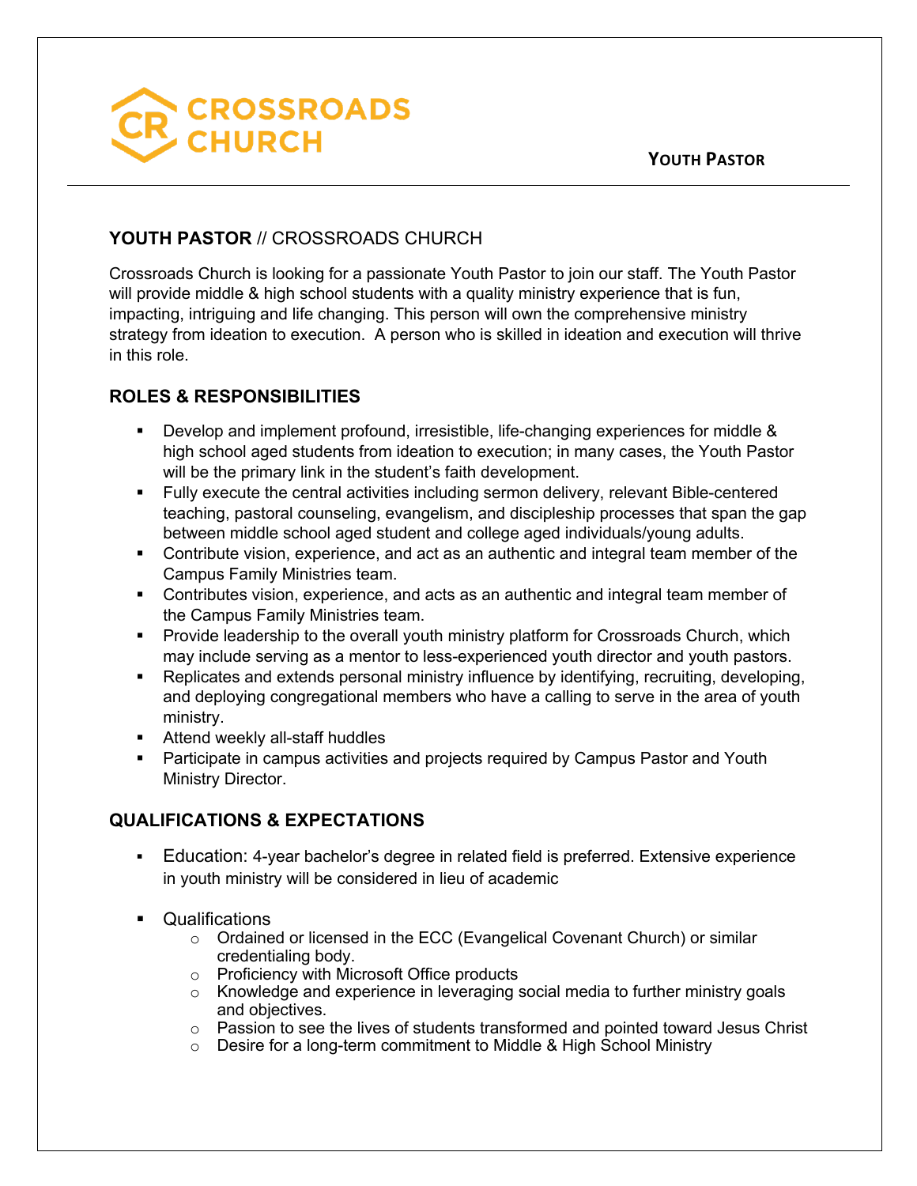CROSSROADS CHURCH

YOUTH PASTOR

## **YOUTH PASTOR** // CROSSROADS CHURCH

Crossroads Church is looking for a passionate Youth Pastor to join our staff. The Youth Pastor will provide middle & high school students with a quality ministry experience that is fun, impacting, intriguing and life changing. This person will own the comprehensive ministry strategy from ideation to execution. A person who is skilled in ideation and execution will thrive in this role.

### ROLES & RESPONSIBILITIES

- Develop and implement profound, irresistible, life-changing experiences for middle & high school aged students from ideation to execution; in many cases, the Youth Pastor will be the primary link in the student's faith development.
- Fully execute the central activities including sermon delivery, relevant Bible-centered teaching, pastoral counseling, evangelism, and discipleship processes that span the gap between middle school aged student and college aged individuals/young adults.
- Contribute vision, experience, and act as an authentic and integral team member of the Campus Family Ministries team.
- Contributes vision, experience, and acts as an authentic and integral team member of the Campus Family Ministries team.
- Provide leadership to the overall youth ministry platform for Crossroads Church, which may include serving as a mentor to less-experienced youth director and youth pastors.
- Replicates and extends personal ministry influence by identifying, recruiting, developing, and deploying congregational members who have a calling to serve in the area of youth ministry.
- Attend weekly all-staff huddles
- Participate in campus activities and projects required by Campus Pastor and Youth Ministry Director.

### QUALIFICATIONS & EXPECTATIONS

- Education: 4-year bachelor's degree in related field is preferred. Extensive experience in youth ministry will be considered in lieu of academic
- Qualifications
  - Ordained or licensed in the ECC (Evangelical Covenant Church) or similar credentialing body.
  - Proficiency with Microsoft Office products
  - Knowledge and experience in leveraging social media to further ministry goals and objectives.
  - Passion to see the lives of students transformed and pointed toward Jesus Christ
  - Desire for a long-term commitment to Middle & High School Ministry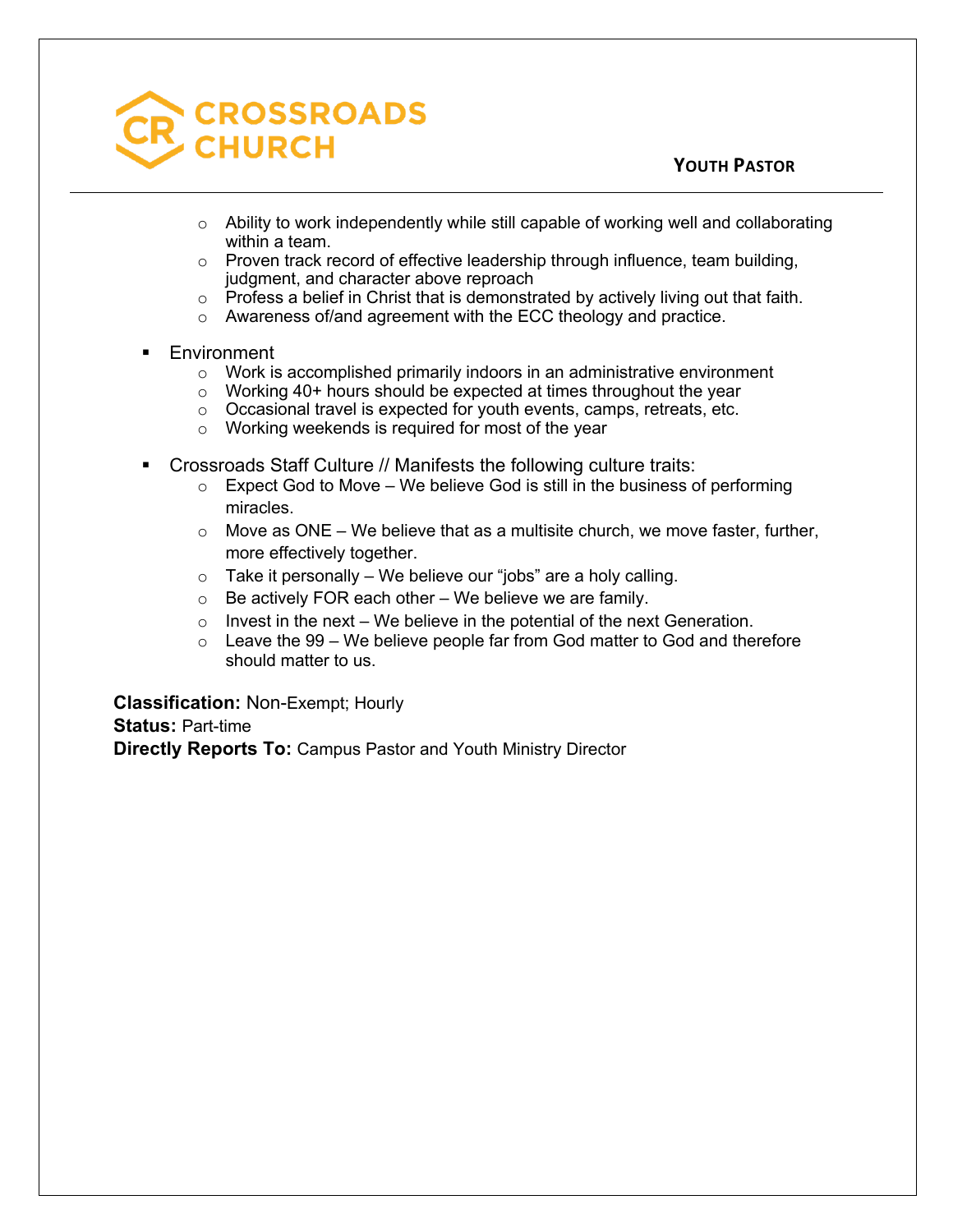- Ability to work independently while still capable of working well and collaborating within a team.
  - Proven track record of effective leadership through influence, team building, judgment, and character above reproach
  - Profess a belief in Christ that is demonstrated by actively living out that faith.
  - Awareness of/and agreement with the ECC theology and practice.

- Environment
  - Work is accomplished primarily indoors in an administrative environment
  - Working 40+ hours should be expected at times throughout the year
  - Occasional travel is expected for youth events, camps, retreats, etc.
  - Working weekends is required for most of the year

- Crossroads Staff Culture // Manifests the following culture traits:
  - Expect God to Move – We believe God is still in the business of performing miracles.
  - Move as ONE – We believe that as a multisite church, we move faster, further, more effectively together.
  - Take it personally – We believe our "jobs" are a holy calling.
  - Be actively FOR each other – We believe we are family.
  - Invest in the next – We believe in the potential of the next Generation.
  - Leave the 99 – We believe people far from God matter to God and therefore should matter to us.

**Classification:** Non-Exempt; Hourly
**Status:** Part-time
**Directly Reports To:** Campus Pastor and Youth Ministry Director